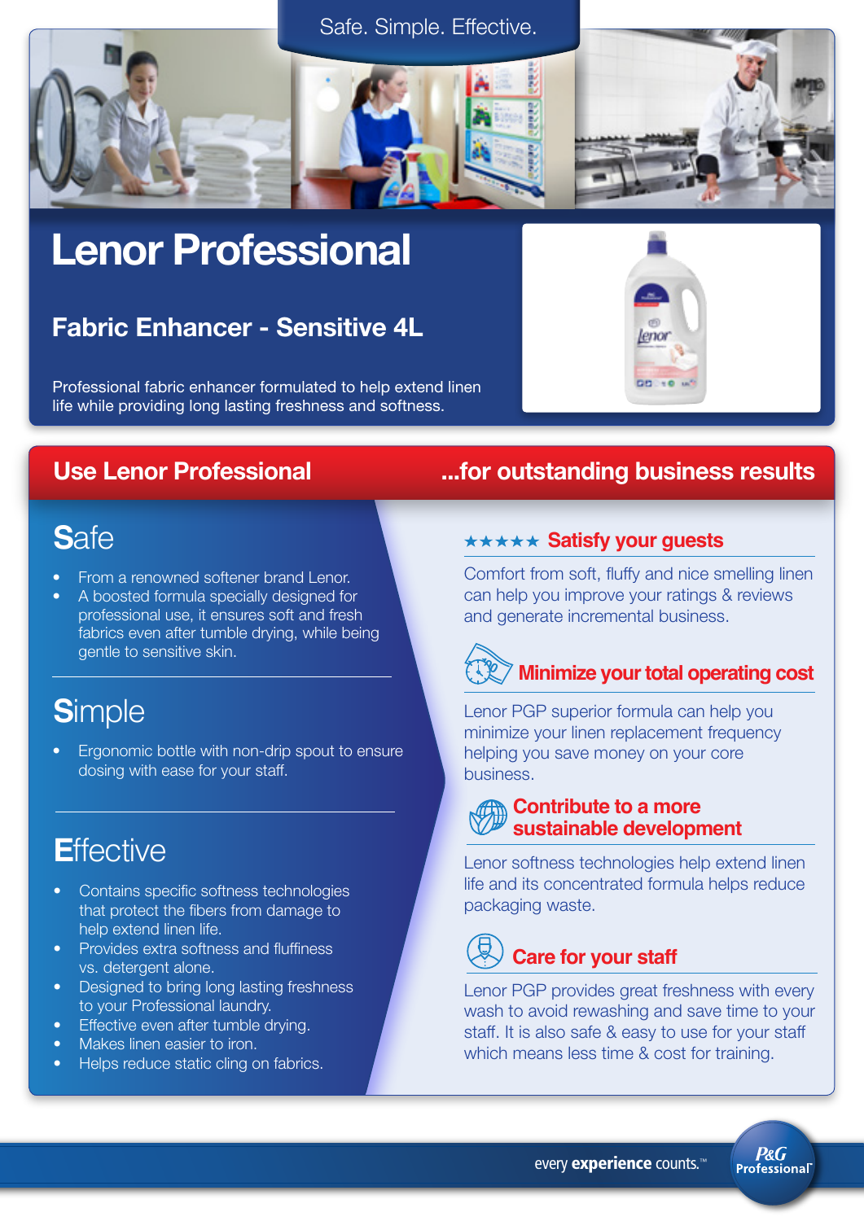Safe. Simple. Effective.

# Lenor Professional

## Fabric Enhancer - Sensitive 4L

Professional fabric enhancer formulated to help extend linen life while providing long lasting freshness and softness.

## Use Lenor Professional ...for outstanding business results

### Safe

- From a renowned softener brand Lenor.
- A boosted formula specially designed for professional use, it ensures soft and fresh fabrics even after tumble drying, while being gentle to sensitive skin.

### Simple

- Ergonomic bottle with non-drip spout to ensure dosing with ease for your staff.

### Effective

- Contains specific softness technologies that protect the fibers from damage to help extend linen life.
- Provides extra softness and fluffiness vs. detergent alone.
- Designed to bring long lasting freshness to your Professional laundry.
- Effective even after tumble drying.
- Makes linen easier to iron.
- Helps reduce static cling on fabrics.

### ★★★★★ Satisfy your guests

Comfort from soft, fluffy and nice smelling linen can help you improve your ratings & reviews and generate incremental business.

### Minimize your total operating cost

Lenor PGP superior formula can help you minimize your linen replacement frequency helping you save money on your core business.

### Contribute to a more sustainable development

Lenor softness technologies help extend linen life and its concentrated formula helps reduce packaging waste.

### Care for your staff

Lenor PGP provides great freshness with every wash to avoid rewashing and save time to your staff. It is also safe & easy to use for your staff which means less time & cost for training.

every **experience** counts.™

P&G Professional™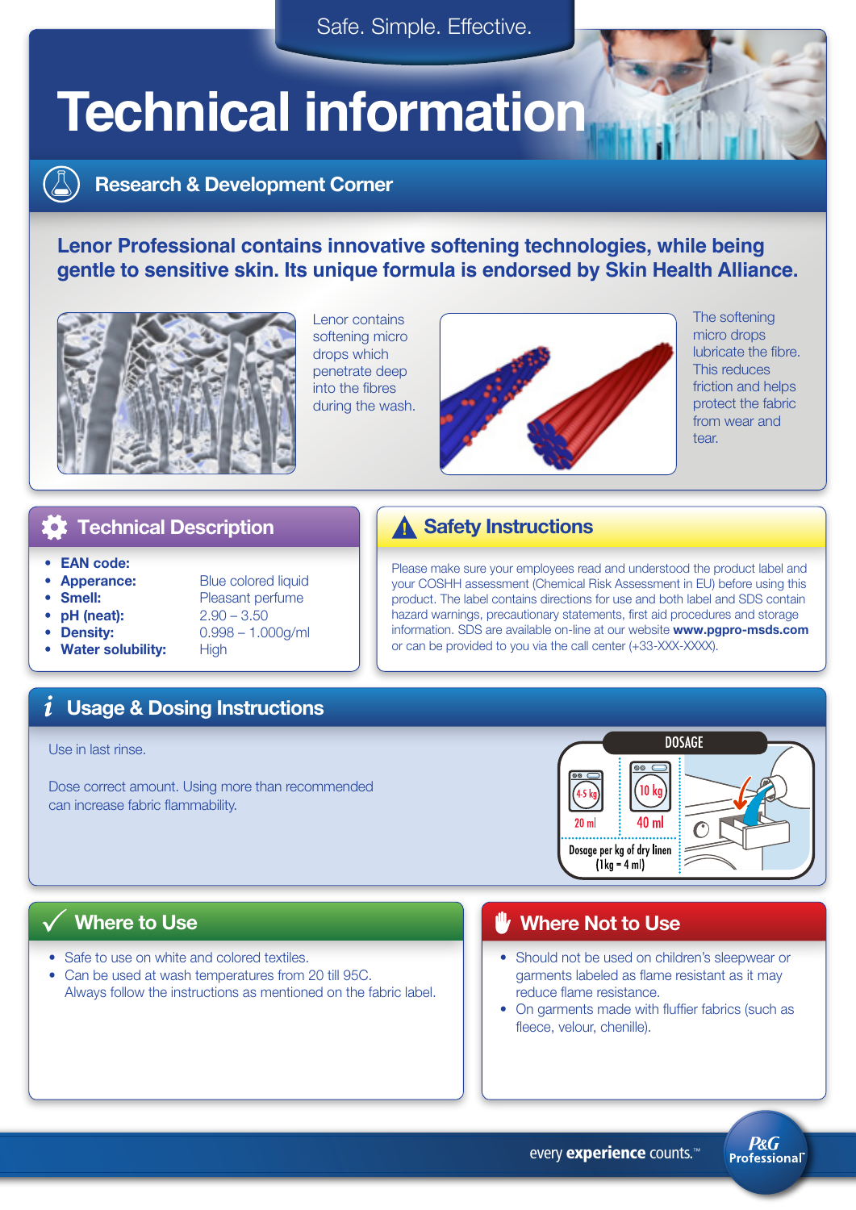Safe. Simple. Effective.

# Technical information

## Research & Development Corner

**Lenor Professional contains innovative softening technologies, while being gentle to sensitive skin. Its unique formula is endorsed by Skin Health Alliance.**

Lenor contains softening micro drops which penetrate deep into the fibres during the wash.

The softening micro drops lubricate the fibre. This reduces friction and helps protect the fabric from wear and tear.

## Technical Description

| | |
|---|---|
| **EAN code:** | |
| **Apperance:** | Blue colored liquid |
| **Smell:** | Pleasant perfume |
| **pH (neat):** | 2.90 – 3.50 |
| **Density:** | 0.998 – 1.000g/ml |
| **Water solubility:** | High |

## Safety Instructions

Please make sure your employees read and understood the product label and your COSHH assessment (Chemical Risk Assessment in EU) before using this product. The label contains directions for use and both label and SDS contain hazard warnings, precautionary statements, first aid procedures and storage information. SDS are available on-line at our website **www.pgpro-msds.com** or can be provided to you via the call center (+33-XXX-XXXX).

## Usage & Dosing Instructions

Use in last rinse.

Dose correct amount. Using more than recommended can increase fabric flammability.

DOSAGE

4-5 kg
20 ml

10 kg
40 ml

Dosage per kg of dry linen
(1kg = 4 ml)

## Where to Use

- Safe to use on white and colored textiles.
- Can be used at wash temperatures from 20 till 95C. Always follow the instructions as mentioned on the fabric label.

## Where Not to Use

- Should not be used on children's sleepwear or garments labeled as flame resistant as it may reduce flame resistance.
- On garments made with fluffier fabrics (such as fleece, velour, chenille).

every **experience** counts.™

P&G Professional™